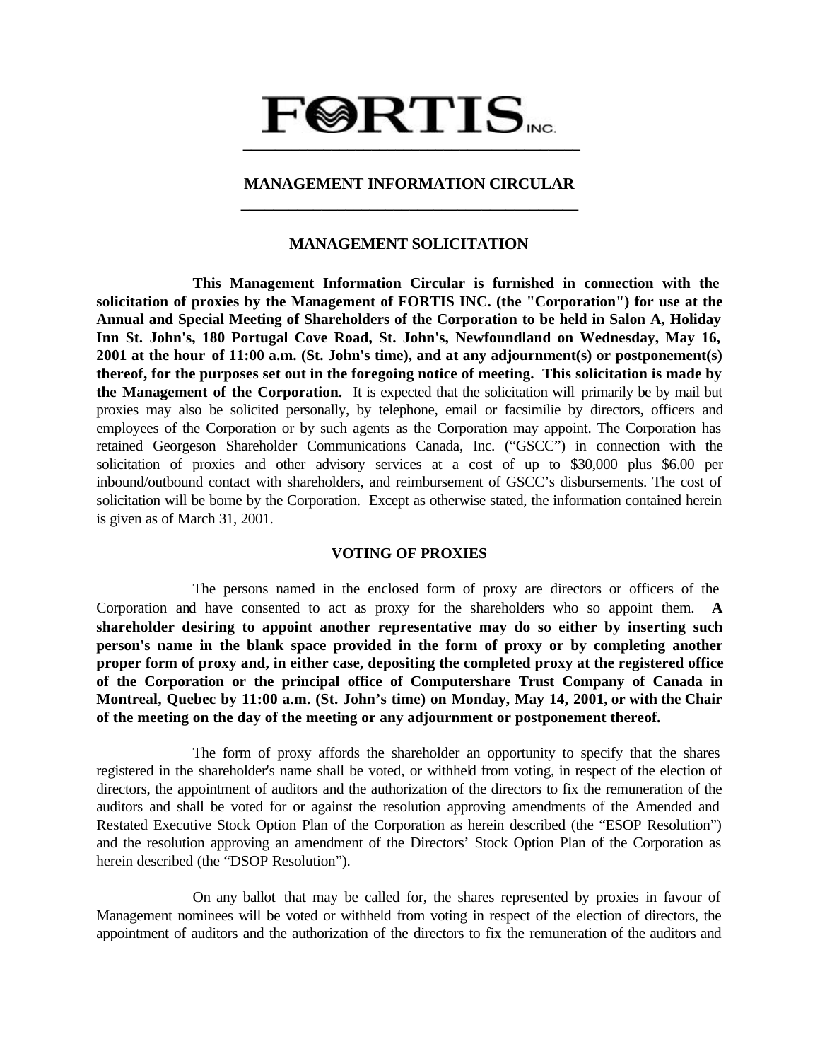# FORTIS INC.

## MANAGEMENT INFORMATION CIRCULAR

### MANAGEMENT SOLICITATION

**This Management Information Circular is furnished in connection with the solicitation of proxies by the Management of FORTIS INC. (the "Corporation") for use at the Annual and Special Meeting of Shareholders of the Corporation to be held in Salon A, Holiday Inn St. John's, 180 Portugal Cove Road, St. John's, Newfoundland on Wednesday, May 16, 2001 at the hour of 11:00 a.m. (St. John's time), and at any adjournment(s) or postponement(s) thereof, for the purposes set out in the foregoing notice of meeting. This solicitation is made by the Management of the Corporation.** It is expected that the solicitation will primarily be by mail but proxies may also be solicited personally, by telephone, email or facsimilie by directors, officers and employees of the Corporation or by such agents as the Corporation may appoint. The Corporation has retained Georgeson Shareholder Communications Canada, Inc. ("GSCC") in connection with the solicitation of proxies and other advisory services at a cost of up to $30,000 plus $6.00 per inbound/outbound contact with shareholders, and reimbursement of GSCC's disbursements. The cost of solicitation will be borne by the Corporation. Except as otherwise stated, the information contained herein is given as of March 31, 2001.

### VOTING OF PROXIES

The persons named in the enclosed form of proxy are directors or officers of the Corporation and have consented to act as proxy for the shareholders who so appoint them. **A shareholder desiring to appoint another representative may do so either by inserting such person's name in the blank space provided in the form of proxy or by completing another proper form of proxy and, in either case, depositing the completed proxy at the registered office of the Corporation or the principal office of Computershare Trust Company of Canada in Montreal, Quebec by 11:00 a.m. (St. John's time) on Monday, May 14, 2001, or with the Chair of the meeting on the day of the meeting or any adjournment or postponement thereof.**

The form of proxy affords the shareholder an opportunity to specify that the shares registered in the shareholder's name shall be voted, or withheld from voting, in respect of the election of directors, the appointment of auditors and the authorization of the directors to fix the remuneration of the auditors and shall be voted for or against the resolution approving amendments of the Amended and Restated Executive Stock Option Plan of the Corporation as herein described (the "ESOP Resolution") and the resolution approving an amendment of the Directors' Stock Option Plan of the Corporation as herein described (the "DSOP Resolution").

On any ballot that may be called for, the shares represented by proxies in favour of Management nominees will be voted or withheld from voting in respect of the election of directors, the appointment of auditors and the authorization of the directors to fix the remuneration of the auditors and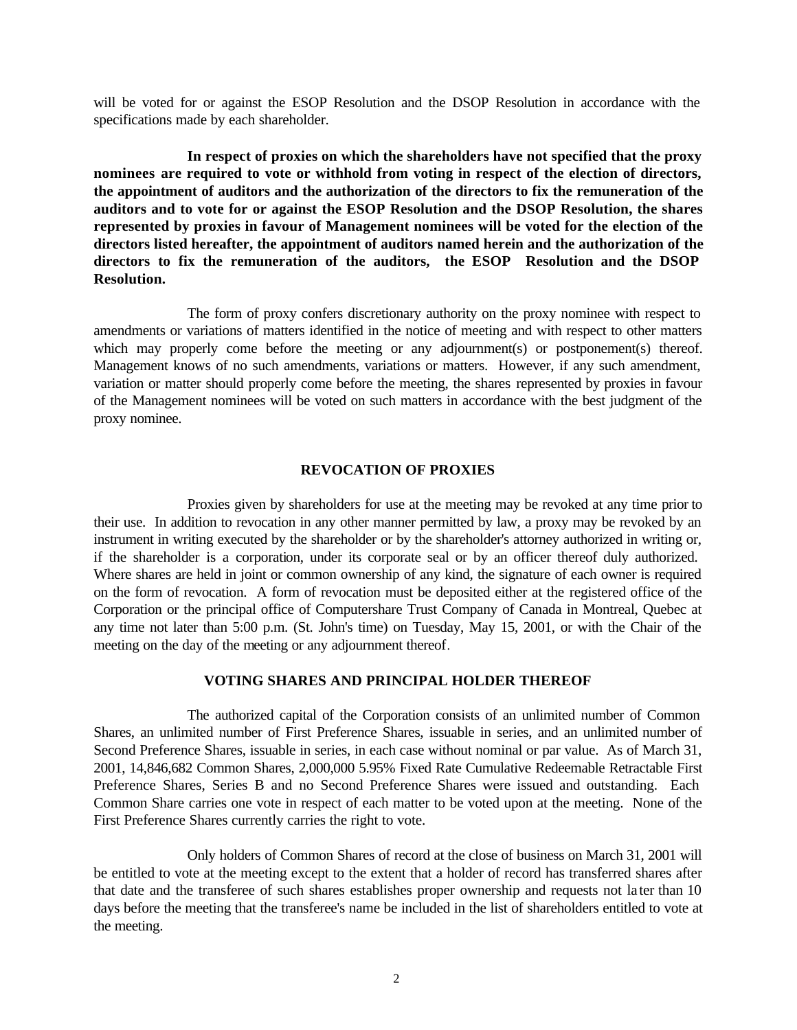will be voted for or against the ESOP Resolution and the DSOP Resolution in accordance with the specifications made by each shareholder.

**In respect of proxies on which the shareholders have not specified that the proxy nominees are required to vote or withhold from voting in respect of the election of directors, the appointment of auditors and the authorization of the directors to fix the remuneration of the auditors and to vote for or against the ESOP Resolution and the DSOP Resolution, the shares represented by proxies in favour of Management nominees will be voted for the election of the directors listed hereafter, the appointment of auditors named herein and the authorization of the directors to fix the remuneration of the auditors, the ESOP Resolution and the DSOP Resolution.**

The form of proxy confers discretionary authority on the proxy nominee with respect to amendments or variations of matters identified in the notice of meeting and with respect to other matters which may properly come before the meeting or any adjournment(s) or postponement(s) thereof. Management knows of no such amendments, variations or matters. However, if any such amendment, variation or matter should properly come before the meeting, the shares represented by proxies in favour of the Management nominees will be voted on such matters in accordance with the best judgment of the proxy nominee.

## REVOCATION OF PROXIES

Proxies given by shareholders for use at the meeting may be revoked at any time prior to their use. In addition to revocation in any other manner permitted by law, a proxy may be revoked by an instrument in writing executed by the shareholder or by the shareholder's attorney authorized in writing or, if the shareholder is a corporation, under its corporate seal or by an officer thereof duly authorized. Where shares are held in joint or common ownership of any kind, the signature of each owner is required on the form of revocation. A form of revocation must be deposited either at the registered office of the Corporation or the principal office of Computershare Trust Company of Canada in Montreal, Quebec at any time not later than 5:00 p.m. (St. John's time) on Tuesday, May 15, 2001, or with the Chair of the meeting on the day of the meeting or any adjournment thereof.

## VOTING SHARES AND PRINCIPAL HOLDER THEREOF

The authorized capital of the Corporation consists of an unlimited number of Common Shares, an unlimited number of First Preference Shares, issuable in series, and an unlimited number of Second Preference Shares, issuable in series, in each case without nominal or par value. As of March 31, 2001, 14,846,682 Common Shares, 2,000,000 5.95% Fixed Rate Cumulative Redeemable Retractable First Preference Shares, Series B and no Second Preference Shares were issued and outstanding. Each Common Share carries one vote in respect of each matter to be voted upon at the meeting. None of the First Preference Shares currently carries the right to vote.

Only holders of Common Shares of record at the close of business on March 31, 2001 will be entitled to vote at the meeting except to the extent that a holder of record has transferred shares after that date and the transferee of such shares establishes proper ownership and requests not later than 10 days before the meeting that the transferee's name be included in the list of shareholders entitled to vote at the meeting.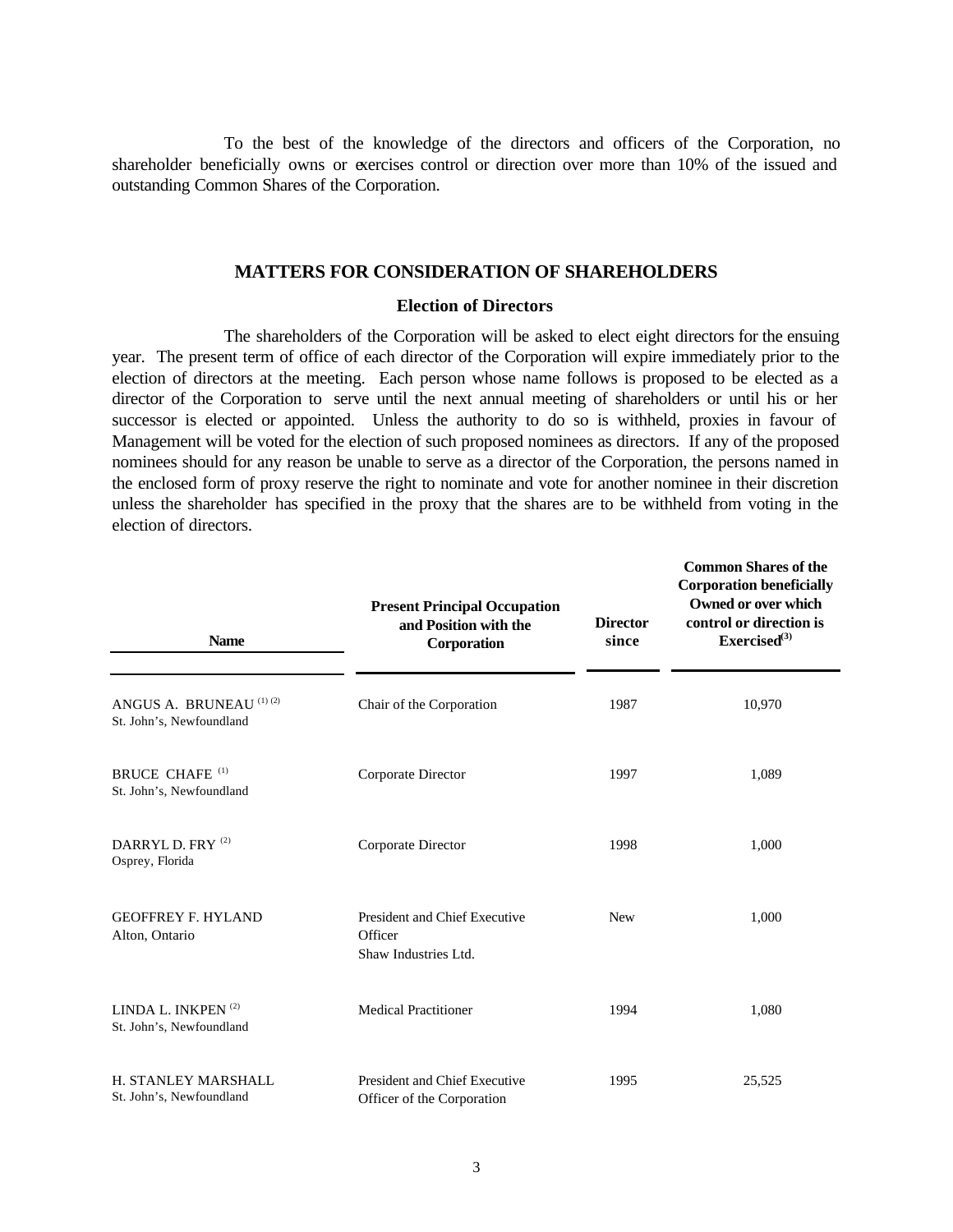To the best of the knowledge of the directors and officers of the Corporation, no shareholder beneficially owns or exercises control or direction over more than 10% of the issued and outstanding Common Shares of the Corporation.

## MATTERS FOR CONSIDERATION OF SHAREHOLDERS

### Election of Directors

The shareholders of the Corporation will be asked to elect eight directors for the ensuing year. The present term of office of each director of the Corporation will expire immediately prior to the election of directors at the meeting. Each person whose name follows is proposed to be elected as a director of the Corporation to serve until the next annual meeting of shareholders or until his or her successor is elected or appointed. Unless the authority to do so is withheld, proxies in favour of Management will be voted for the election of such proposed nominees as directors. If any of the proposed nominees should for any reason be unable to serve as a director of the Corporation, the persons named in the enclosed form of proxy reserve the right to nominate and vote for another nominee in their discretion unless the shareholder has specified in the proxy that the shares are to be withheld from voting in the election of directors.

| Name | Present Principal Occupation and Position with the Corporation | Director since | Common Shares of the Corporation beneficially Owned or over which control or direction is Exercised[3] |
|---|---|---|---|
| ANGUS A. BRUNEAU [1] [2]<br>St. John's, Newfoundland | Chair of the Corporation | 1987 | 10,970 |
| BRUCE CHAFE [1]<br>St. John's, Newfoundland | Corporate Director | 1997 | 1,089 |
| DARRYL D. FRY [2]<br>Osprey, Florida | Corporate Director | 1998 | 1,000 |
| GEOFFREY F. HYLAND<br>Alton, Ontario | President and Chief Executive Officer<br>Shaw Industries Ltd. | New | 1,000 |
| LINDA L. INKPEN [2]<br>St. John's, Newfoundland | Medical Practitioner | 1994 | 1,080 |
| H. STANLEY MARSHALL<br>St. John's, Newfoundland | President and Chief Executive Officer of the Corporation | 1995 | 25,525 |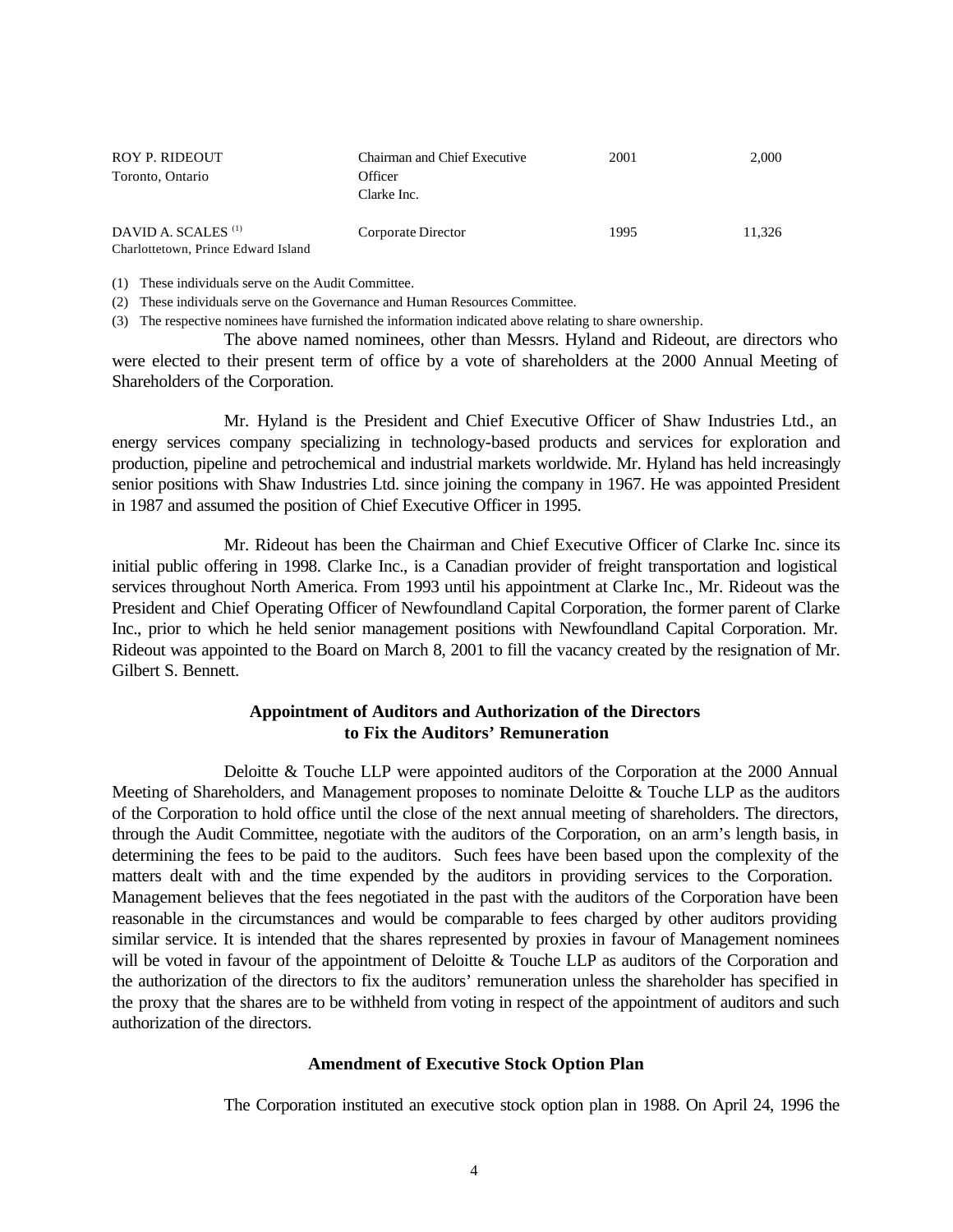| | | | |
|---|---|---|---|
| ROY P. RIDEOUT<br>Toronto, Ontario | Chairman and Chief Executive Officer<br>Clarke Inc. | 2001 | 2,000 |
| DAVID A. SCALES [(1)]<br>Charlottetown, Prince Edward Island | Corporate Director | 1995 | 11,326 |

(1) These individuals serve on the Audit Committee.

(2) These individuals serve on the Governance and Human Resources Committee.

(3) The respective nominees have furnished the information indicated above relating to share ownership.

The above named nominees, other than Messrs. Hyland and Rideout, are directors who were elected to their present term of office by a vote of shareholders at the 2000 Annual Meeting of Shareholders of the Corporation.

Mr. Hyland is the President and Chief Executive Officer of Shaw Industries Ltd., an energy services company specializing in technology-based products and services for exploration and production, pipeline and petrochemical and industrial markets worldwide. Mr. Hyland has held increasingly senior positions with Shaw Industries Ltd. since joining the company in 1967. He was appointed President in 1987 and assumed the position of Chief Executive Officer in 1995.

Mr. Rideout has been the Chairman and Chief Executive Officer of Clarke Inc. since its initial public offering in 1998. Clarke Inc., is a Canadian provider of freight transportation and logistical services throughout North America. From 1993 until his appointment at Clarke Inc., Mr. Rideout was the President and Chief Operating Officer of Newfoundland Capital Corporation, the former parent of Clarke Inc., prior to which he held senior management positions with Newfoundland Capital Corporation. Mr. Rideout was appointed to the Board on March 8, 2001 to fill the vacancy created by the resignation of Mr. Gilbert S. Bennett.

### Appointment of Auditors and Authorization of the Directors to Fix the Auditors' Remuneration

Deloitte & Touche LLP were appointed auditors of the Corporation at the 2000 Annual Meeting of Shareholders, and Management proposes to nominate Deloitte & Touche LLP as the auditors of the Corporation to hold office until the close of the next annual meeting of shareholders. The directors, through the Audit Committee, negotiate with the auditors of the Corporation, on an arm's length basis, in determining the fees to be paid to the auditors. Such fees have been based upon the complexity of the matters dealt with and the time expended by the auditors in providing services to the Corporation. Management believes that the fees negotiated in the past with the auditors of the Corporation have been reasonable in the circumstances and would be comparable to fees charged by other auditors providing similar service. It is intended that the shares represented by proxies in favour of Management nominees will be voted in favour of the appointment of Deloitte & Touche LLP as auditors of the Corporation and the authorization of the directors to fix the auditors' remuneration unless the shareholder has specified in the proxy that the shares are to be withheld from voting in respect of the appointment of auditors and such authorization of the directors.

### Amendment of Executive Stock Option Plan

The Corporation instituted an executive stock option plan in 1988. On April 24, 1996 the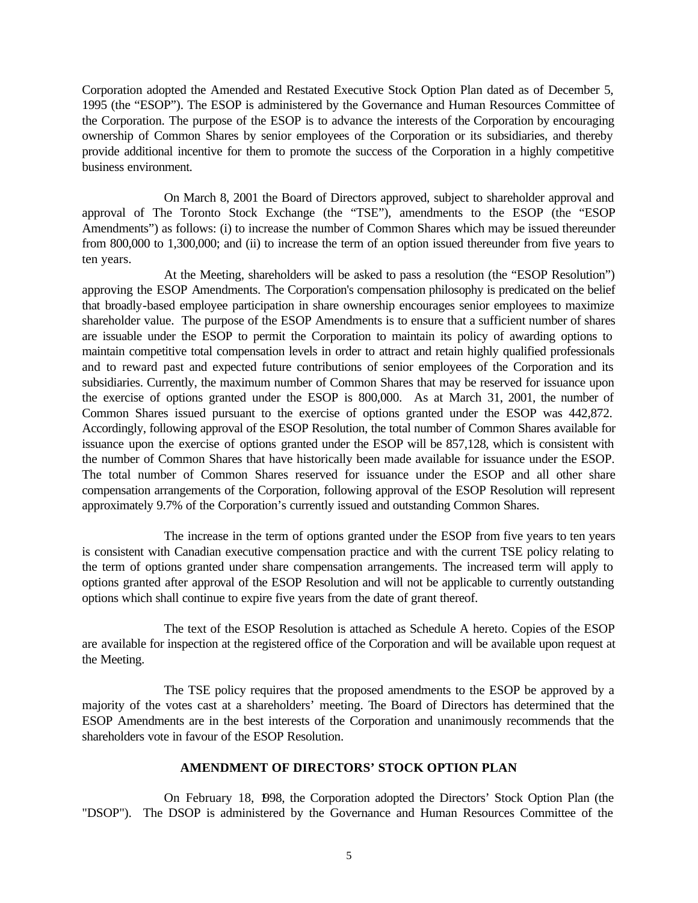Corporation adopted the Amended and Restated Executive Stock Option Plan dated as of December 5, 1995 (the "ESOP"). The ESOP is administered by the Governance and Human Resources Committee of the Corporation. The purpose of the ESOP is to advance the interests of the Corporation by encouraging ownership of Common Shares by senior employees of the Corporation or its subsidiaries, and thereby provide additional incentive for them to promote the success of the Corporation in a highly competitive business environment.

On March 8, 2001 the Board of Directors approved, subject to shareholder approval and approval of The Toronto Stock Exchange (the "TSE"), amendments to the ESOP (the "ESOP Amendments") as follows: (i) to increase the number of Common Shares which may be issued thereunder from 800,000 to 1,300,000; and (ii) to increase the term of an option issued thereunder from five years to ten years.

At the Meeting, shareholders will be asked to pass a resolution (the "ESOP Resolution") approving the ESOP Amendments. The Corporation's compensation philosophy is predicated on the belief that broadly-based employee participation in share ownership encourages senior employees to maximize shareholder value. The purpose of the ESOP Amendments is to ensure that a sufficient number of shares are issuable under the ESOP to permit the Corporation to maintain its policy of awarding options to maintain competitive total compensation levels in order to attract and retain highly qualified professionals and to reward past and expected future contributions of senior employees of the Corporation and its subsidiaries. Currently, the maximum number of Common Shares that may be reserved for issuance upon the exercise of options granted under the ESOP is 800,000. As at March 31, 2001, the number of Common Shares issued pursuant to the exercise of options granted under the ESOP was 442,872. Accordingly, following approval of the ESOP Resolution, the total number of Common Shares available for issuance upon the exercise of options granted under the ESOP will be 857,128, which is consistent with the number of Common Shares that have historically been made available for issuance under the ESOP. The total number of Common Shares reserved for issuance under the ESOP and all other share compensation arrangements of the Corporation, following approval of the ESOP Resolution will represent approximately 9.7% of the Corporation's currently issued and outstanding Common Shares.

The increase in the term of options granted under the ESOP from five years to ten years is consistent with Canadian executive compensation practice and with the current TSE policy relating to the term of options granted under share compensation arrangements. The increased term will apply to options granted after approval of the ESOP Resolution and will not be applicable to currently outstanding options which shall continue to expire five years from the date of grant thereof.

The text of the ESOP Resolution is attached as Schedule A hereto. Copies of the ESOP are available for inspection at the registered office of the Corporation and will be available upon request at the Meeting.

The TSE policy requires that the proposed amendments to the ESOP be approved by a majority of the votes cast at a shareholders' meeting. The Board of Directors has determined that the ESOP Amendments are in the best interests of the Corporation and unanimously recommends that the shareholders vote in favour of the ESOP Resolution.

## AMENDMENT OF DIRECTORS' STOCK OPTION PLAN

On February 18, 1998, the Corporation adopted the Directors' Stock Option Plan (the "DSOP"). The DSOP is administered by the Governance and Human Resources Committee of the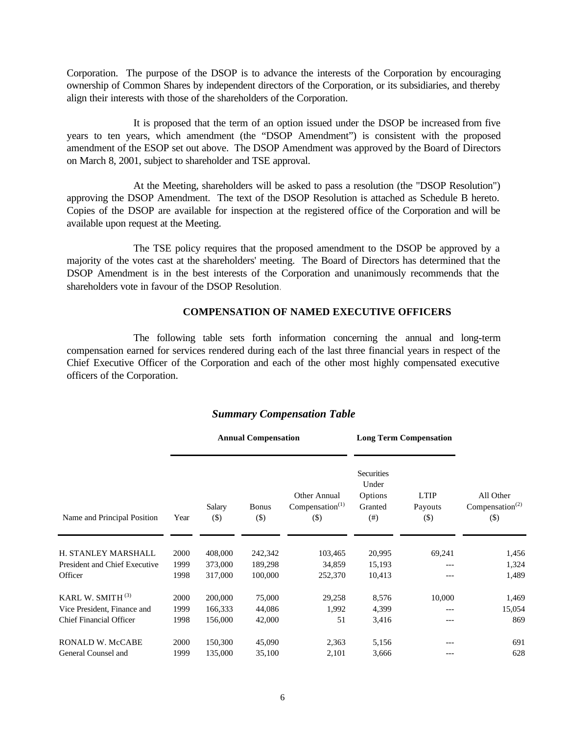Corporation. The purpose of the DSOP is to advance the interests of the Corporation by encouraging ownership of Common Shares by independent directors of the Corporation, or its subsidiaries, and thereby align their interests with those of the shareholders of the Corporation.

It is proposed that the term of an option issued under the DSOP be increased from five years to ten years, which amendment (the "DSOP Amendment") is consistent with the proposed amendment of the ESOP set out above. The DSOP Amendment was approved by the Board of Directors on March 8, 2001, subject to shareholder and TSE approval.

At the Meeting, shareholders will be asked to pass a resolution (the "DSOP Resolution") approving the DSOP Amendment. The text of the DSOP Resolution is attached as Schedule B hereto. Copies of the DSOP are available for inspection at the registered office of the Corporation and will be available upon request at the Meeting.

The TSE policy requires that the proposed amendment to the DSOP be approved by a majority of the votes cast at the shareholders' meeting. The Board of Directors has determined that the DSOP Amendment is in the best interests of the Corporation and unanimously recommends that the shareholders vote in favour of the DSOP Resolution.

## COMPENSATION OF NAMED EXECUTIVE OFFICERS

The following table sets forth information concerning the annual and long-term compensation earned for services rendered during each of the last three financial years in respect of the Chief Executive Officer of the Corporation and each of the other most highly compensated executive officers of the Corporation.

***Summary Compensation Table***

| | | Annual Compensation | | | Long Term Compensation | | |
|---|---|---|---|---|---|---|---|
| Name and Principal Position | Year | Salary ($) | Bonus ($) | Other Annual Compensation[(1)] ($) | Securities Under Options Granted (#) | LTIP Payouts ($) | All Other Compensation[(2)] ($) |
| H. STANLEY MARSHALL | 2000 | 408,000 | 242,342 | 103,465 | 20,995 | 69,241 | 1,456 |
| President and Chief Executive | 1999 | 373,000 | 189,298 | 34,859 | 15,193 | --- | 1,324 |
| Officer | 1998 | 317,000 | 100,000 | 252,370 | 10,413 | --- | 1,489 |
| KARL W. SMITH [(3)] | 2000 | 200,000 | 75,000 | 29,258 | 8,576 | 10,000 | 1,469 |
| Vice President, Finance and | 1999 | 166,333 | 44,086 | 1,992 | 4,399 | --- | 15,054 |
| Chief Financial Officer | 1998 | 156,000 | 42,000 | 51 | 3,416 | --- | 869 |
| RONALD W. McCABE | 2000 | 150,300 | 45,090 | 2,363 | 5,156 | --- | 691 |
| General Counsel and | 1999 | 135,000 | 35,100 | 2,101 | 3,666 | --- | 628 |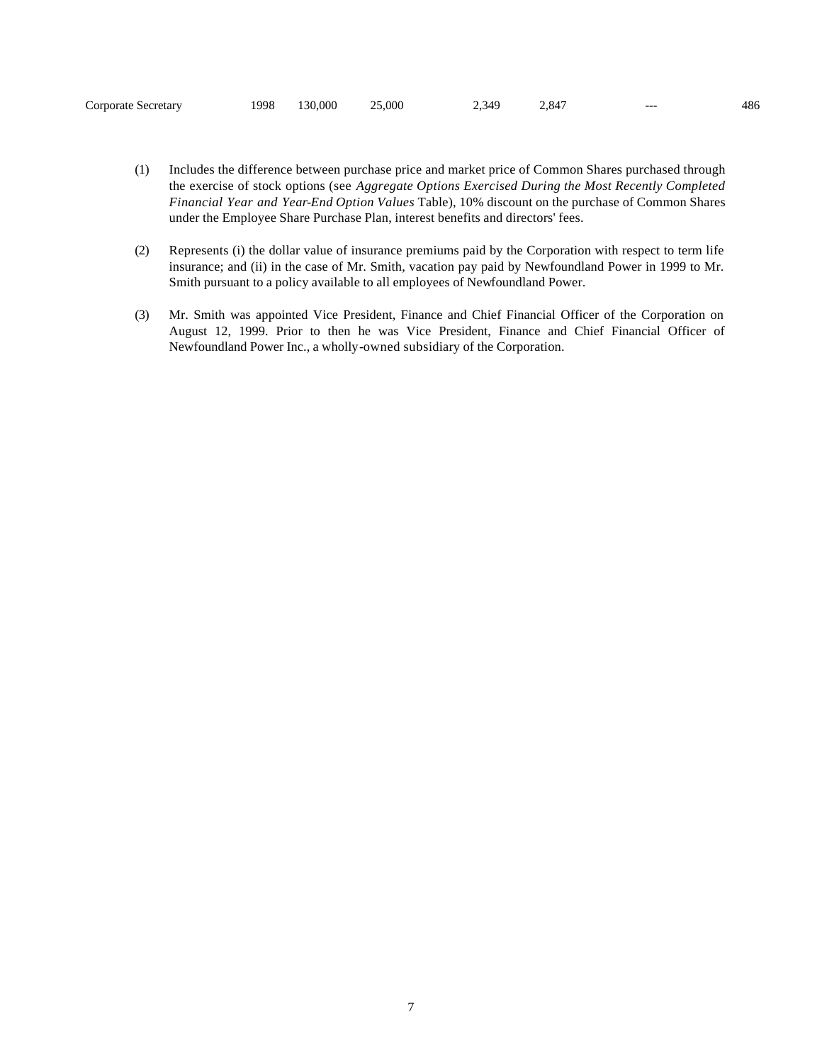| Corporate Secretary | 1998 | 130,000 | 25,000 | 2,349 | 2,847 | --- | 486 |
|---|---|---|---|---|---|---|---|

(1) Includes the difference between purchase price and market price of Common Shares purchased through the exercise of stock options (see *Aggregate Options Exercised During the Most Recently Completed Financial Year and Year-End Option Values* Table), 10% discount on the purchase of Common Shares under the Employee Share Purchase Plan, interest benefits and directors' fees.

(2) Represents (i) the dollar value of insurance premiums paid by the Corporation with respect to term life insurance; and (ii) in the case of Mr. Smith, vacation pay paid by Newfoundland Power in 1999 to Mr. Smith pursuant to a policy available to all employees of Newfoundland Power.

(3) Mr. Smith was appointed Vice President, Finance and Chief Financial Officer of the Corporation on August 12, 1999. Prior to then he was Vice President, Finance and Chief Financial Officer of Newfoundland Power Inc., a wholly-owned subsidiary of the Corporation.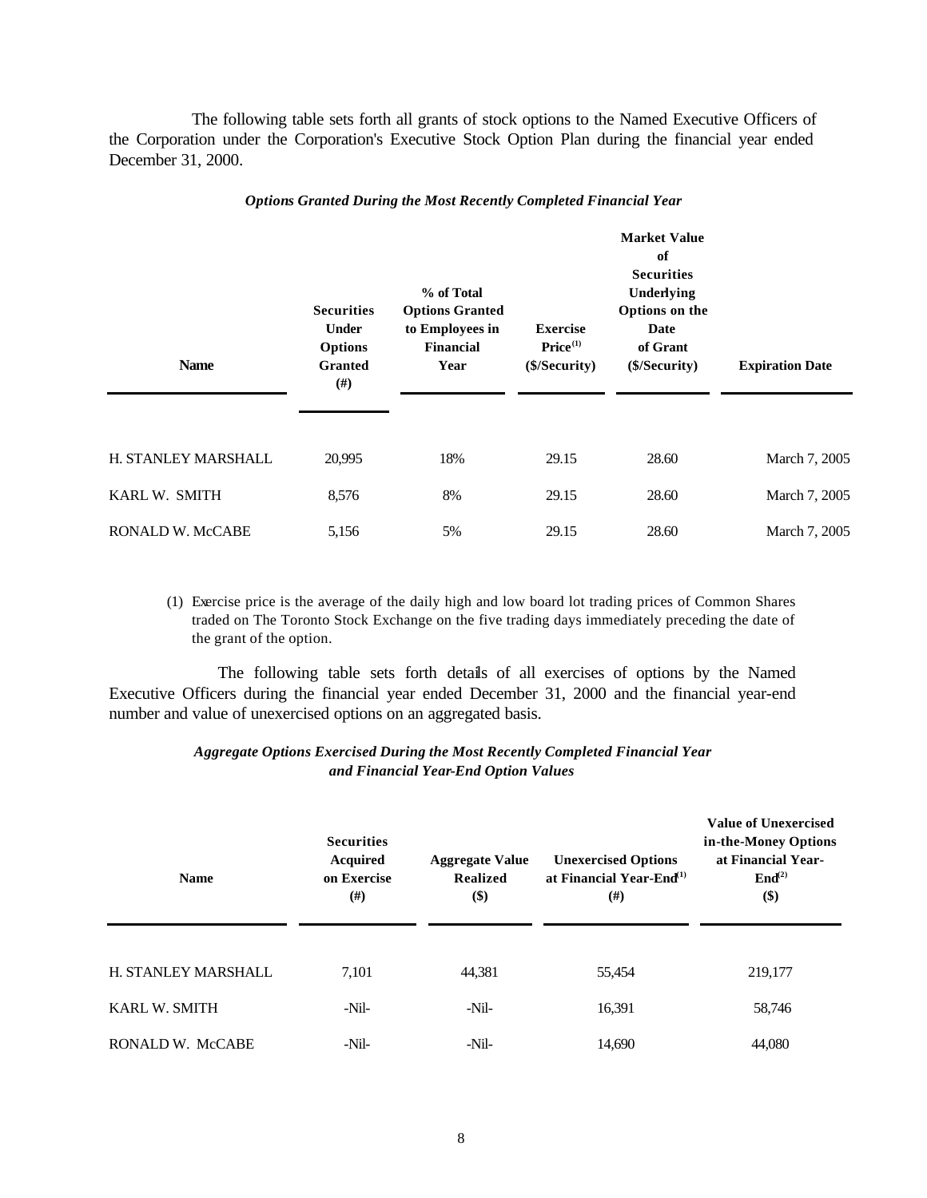The following table sets forth all grants of stock options to the Named Executive Officers of the Corporation under the Corporation's Executive Stock Option Plan during the financial year ended December 31, 2000.

***Options Granted During the Most Recently Completed Financial Year***

| Name | Securities Under Options Granted (#) | % of Total Options Granted to Employees in Financial Year | Exercise Price[(1)] ($/Security) | Market Value of Securities Underlying Options on the Date of Grant ($/Security) | Expiration Date |
|---|---|---|---|---|---|
| H. STANLEY MARSHALL | 20,995 | 18% | 29.15 | 28.60 | March 7, 2005 |
| KARL W. SMITH | 8,576 | 8% | 29.15 | 28.60 | March 7, 2005 |
| RONALD W. McCABE | 5,156 | 5% | 29.15 | 28.60 | March 7, 2005 |

(1) Exercise price is the average of the daily high and low board lot trading prices of Common Shares traded on The Toronto Stock Exchange on the five trading days immediately preceding the date of the grant of the option.

The following table sets forth details of all exercises of options by the Named Executive Officers during the financial year ended December 31, 2000 and the financial year-end number and value of unexercised options on an aggregated basis.

***Aggregate Options Exercised During the Most Recently Completed Financial Year and Financial Year-End Option Values***

| Name | Securities Acquired on Exercise (#) | Aggregate Value Realized ($) | Unexercised Options at Financial Year-End[(1)] (#) | Value of Unexercised in-the-Money Options at Financial Year-End[(2)] ($) |
|---|---|---|---|---|
| H. STANLEY MARSHALL | 7,101 | 44,381 | 55,454 | 219,177 |
| KARL W. SMITH | -Nil- | -Nil- | 16,391 | 58,746 |
| RONALD W. McCABE | -Nil- | -Nil- | 14,690 | 44,080 |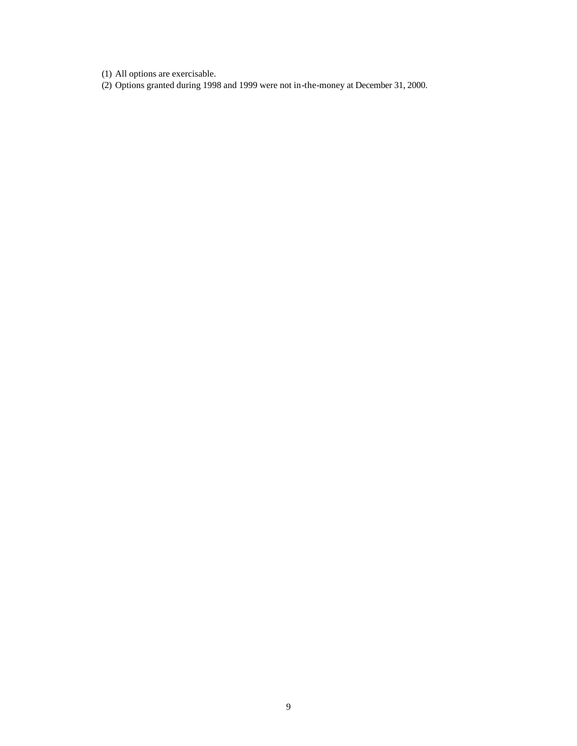(1) All options are exercisable.

(2) Options granted during 1998 and 1999 were not in-the-money at December 31, 2000.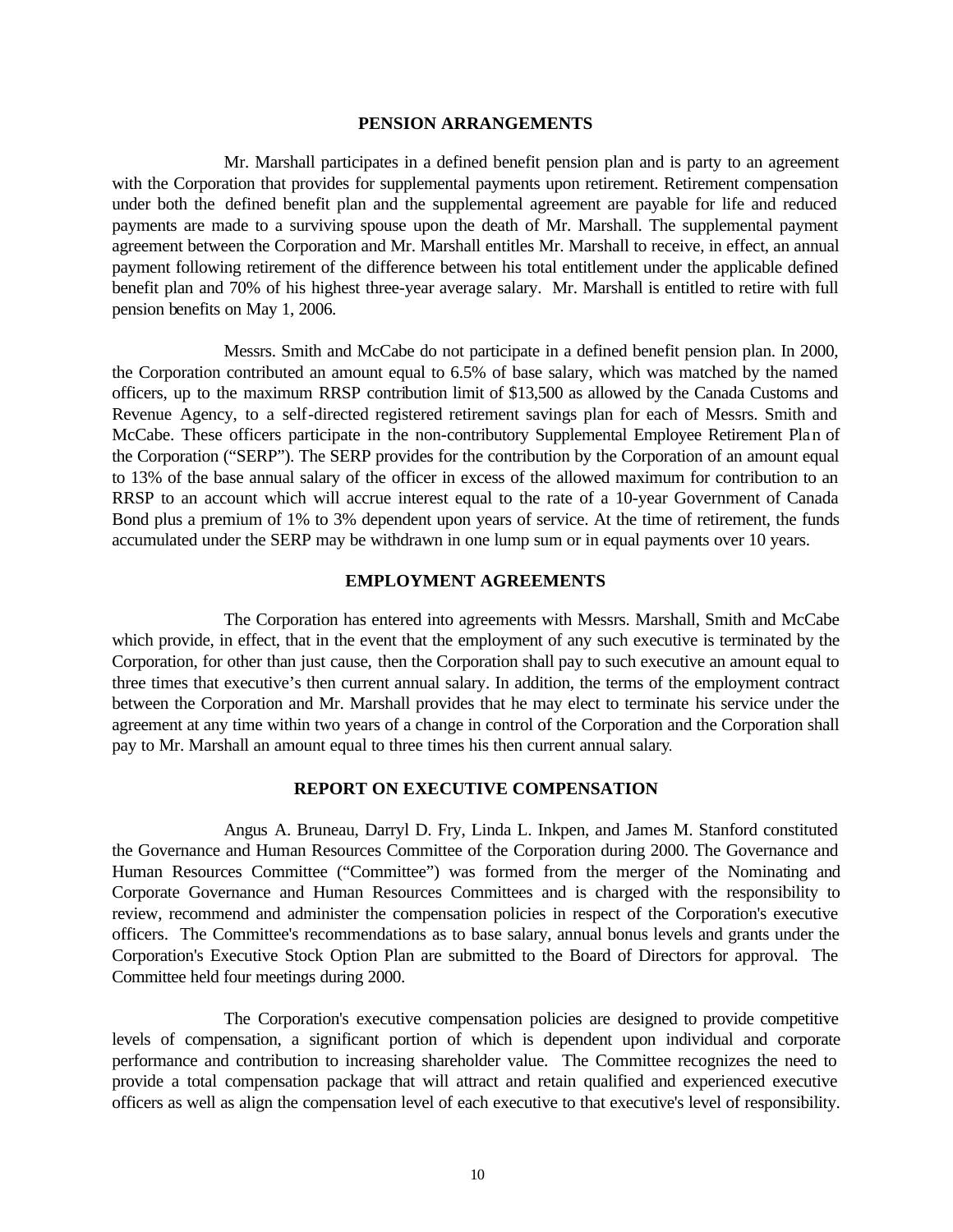## PENSION ARRANGEMENTS

Mr. Marshall participates in a defined benefit pension plan and is party to an agreement with the Corporation that provides for supplemental payments upon retirement. Retirement compensation under both the defined benefit plan and the supplemental agreement are payable for life and reduced payments are made to a surviving spouse upon the death of Mr. Marshall. The supplemental payment agreement between the Corporation and Mr. Marshall entitles Mr. Marshall to receive, in effect, an annual payment following retirement of the difference between his total entitlement under the applicable defined benefit plan and 70% of his highest three-year average salary. Mr. Marshall is entitled to retire with full pension benefits on May 1, 2006.

Messrs. Smith and McCabe do not participate in a defined benefit pension plan. In 2000, the Corporation contributed an amount equal to 6.5% of base salary, which was matched by the named officers, up to the maximum RRSP contribution limit of $13,500 as allowed by the Canada Customs and Revenue Agency, to a self-directed registered retirement savings plan for each of Messrs. Smith and McCabe. These officers participate in the non-contributory Supplemental Employee Retirement Plan of the Corporation ("SERP"). The SERP provides for the contribution by the Corporation of an amount equal to 13% of the base annual salary of the officer in excess of the allowed maximum for contribution to an RRSP to an account which will accrue interest equal to the rate of a 10-year Government of Canada Bond plus a premium of 1% to 3% dependent upon years of service. At the time of retirement, the funds accumulated under the SERP may be withdrawn in one lump sum or in equal payments over 10 years.

## EMPLOYMENT AGREEMENTS

The Corporation has entered into agreements with Messrs. Marshall, Smith and McCabe which provide, in effect, that in the event that the employment of any such executive is terminated by the Corporation, for other than just cause, then the Corporation shall pay to such executive an amount equal to three times that executive's then current annual salary. In addition, the terms of the employment contract between the Corporation and Mr. Marshall provides that he may elect to terminate his service under the agreement at any time within two years of a change in control of the Corporation and the Corporation shall pay to Mr. Marshall an amount equal to three times his then current annual salary.

## REPORT ON EXECUTIVE COMPENSATION

Angus A. Bruneau, Darryl D. Fry, Linda L. Inkpen, and James M. Stanford constituted the Governance and Human Resources Committee of the Corporation during 2000. The Governance and Human Resources Committee ("Committee") was formed from the merger of the Nominating and Corporate Governance and Human Resources Committees and is charged with the responsibility to review, recommend and administer the compensation policies in respect of the Corporation's executive officers. The Committee's recommendations as to base salary, annual bonus levels and grants under the Corporation's Executive Stock Option Plan are submitted to the Board of Directors for approval. The Committee held four meetings during 2000.

The Corporation's executive compensation policies are designed to provide competitive levels of compensation, a significant portion of which is dependent upon individual and corporate performance and contribution to increasing shareholder value. The Committee recognizes the need to provide a total compensation package that will attract and retain qualified and experienced executive officers as well as align the compensation level of each executive to that executive's level of responsibility.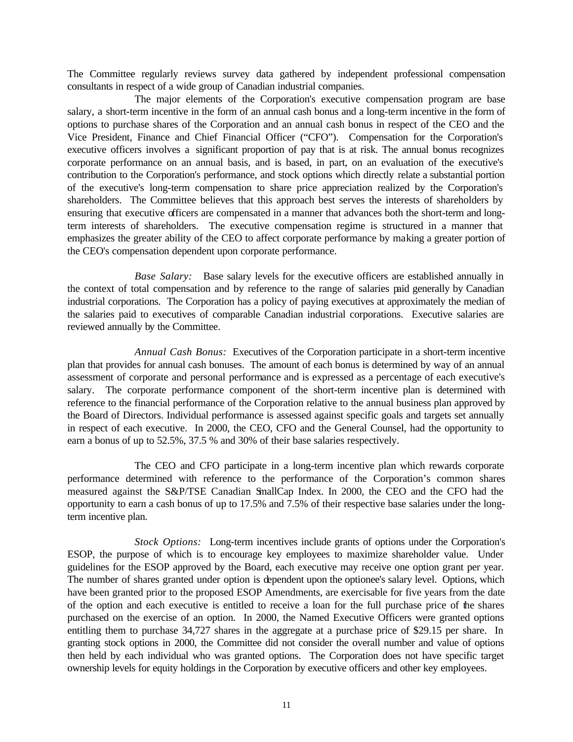The Committee regularly reviews survey data gathered by independent professional compensation consultants in respect of a wide group of Canadian industrial companies.

The major elements of the Corporation's executive compensation program are base salary, a short-term incentive in the form of an annual cash bonus and a long-term incentive in the form of options to purchase shares of the Corporation and an annual cash bonus in respect of the CEO and the Vice President, Finance and Chief Financial Officer ("CFO"). Compensation for the Corporation's executive officers involves a significant proportion of pay that is at risk. The annual bonus recognizes corporate performance on an annual basis, and is based, in part, on an evaluation of the executive's contribution to the Corporation's performance, and stock options which directly relate a substantial portion of the executive's long-term compensation to share price appreciation realized by the Corporation's shareholders. The Committee believes that this approach best serves the interests of shareholders by ensuring that executive officers are compensated in a manner that advances both the short-term and long-term interests of shareholders. The executive compensation regime is structured in a manner that emphasizes the greater ability of the CEO to affect corporate performance by making a greater portion of the CEO's compensation dependent upon corporate performance.

*Base Salary:* Base salary levels for the executive officers are established annually in the context of total compensation and by reference to the range of salaries paid generally by Canadian industrial corporations. The Corporation has a policy of paying executives at approximately the median of the salaries paid to executives of comparable Canadian industrial corporations. Executive salaries are reviewed annually by the Committee.

*Annual Cash Bonus:* Executives of the Corporation participate in a short-term incentive plan that provides for annual cash bonuses. The amount of each bonus is determined by way of an annual assessment of corporate and personal performance and is expressed as a percentage of each executive's salary. The corporate performance component of the short-term incentive plan is determined with reference to the financial performance of the Corporation relative to the annual business plan approved by the Board of Directors. Individual performance is assessed against specific goals and targets set annually in respect of each executive. In 2000, the CEO, CFO and the General Counsel, had the opportunity to earn a bonus of up to 52.5%, 37.5 % and 30% of their base salaries respectively.

The CEO and CFO participate in a long-term incentive plan which rewards corporate performance determined with reference to the performance of the Corporation's common shares measured against the S&P/TSE Canadian SmallCap Index. In 2000, the CEO and the CFO had the opportunity to earn a cash bonus of up to 17.5% and 7.5% of their respective base salaries under the long-term incentive plan.

*Stock Options:* Long-term incentives include grants of options under the Corporation's ESOP, the purpose of which is to encourage key employees to maximize shareholder value. Under guidelines for the ESOP approved by the Board, each executive may receive one option grant per year. The number of shares granted under option is dependent upon the optionee's salary level. Options, which have been granted prior to the proposed ESOP Amendments, are exercisable for five years from the date of the option and each executive is entitled to receive a loan for the full purchase price of the shares purchased on the exercise of an option. In 2000, the Named Executive Officers were granted options entitling them to purchase 34,727 shares in the aggregate at a purchase price of $29.15 per share. In granting stock options in 2000, the Committee did not consider the overall number and value of options then held by each individual who was granted options. The Corporation does not have specific target ownership levels for equity holdings in the Corporation by executive officers and other key employees.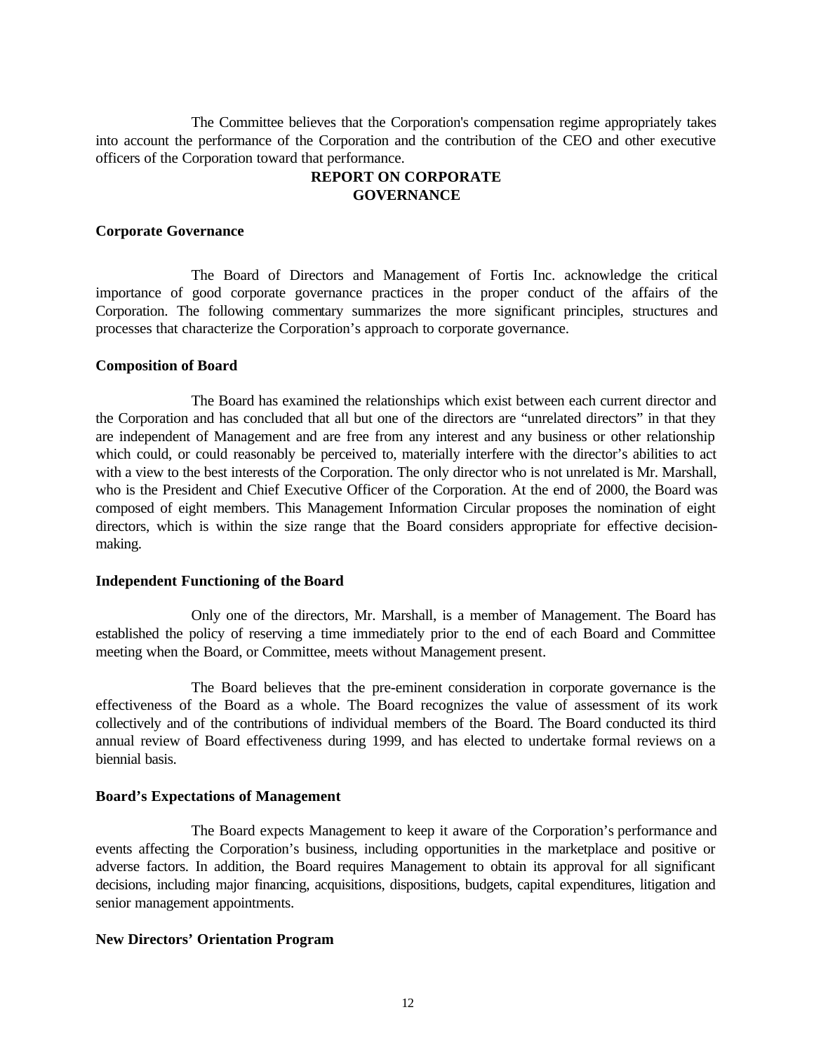The Committee believes that the Corporation's compensation regime appropriately takes into account the performance of the Corporation and the contribution of the CEO and other executive officers of the Corporation toward that performance.

## REPORT ON CORPORATE GOVERNANCE

### Corporate Governance

The Board of Directors and Management of Fortis Inc. acknowledge the critical importance of good corporate governance practices in the proper conduct of the affairs of the Corporation. The following commentary summarizes the more significant principles, structures and processes that characterize the Corporation's approach to corporate governance.

### Composition of Board

The Board has examined the relationships which exist between each current director and the Corporation and has concluded that all but one of the directors are "unrelated directors" in that they are independent of Management and are free from any interest and any business or other relationship which could, or could reasonably be perceived to, materially interfere with the director's abilities to act with a view to the best interests of the Corporation. The only director who is not unrelated is Mr. Marshall, who is the President and Chief Executive Officer of the Corporation. At the end of 2000, the Board was composed of eight members. This Management Information Circular proposes the nomination of eight directors, which is within the size range that the Board considers appropriate for effective decision-making.

### Independent Functioning of the Board

Only one of the directors, Mr. Marshall, is a member of Management. The Board has established the policy of reserving a time immediately prior to the end of each Board and Committee meeting when the Board, or Committee, meets without Management present.

The Board believes that the pre-eminent consideration in corporate governance is the effectiveness of the Board as a whole. The Board recognizes the value of assessment of its work collectively and of the contributions of individual members of the Board. The Board conducted its third annual review of Board effectiveness during 1999, and has elected to undertake formal reviews on a biennial basis.

### Board's Expectations of Management

The Board expects Management to keep it aware of the Corporation's performance and events affecting the Corporation's business, including opportunities in the marketplace and positive or adverse factors. In addition, the Board requires Management to obtain its approval for all significant decisions, including major financing, acquisitions, dispositions, budgets, capital expenditures, litigation and senior management appointments.

### New Directors' Orientation Program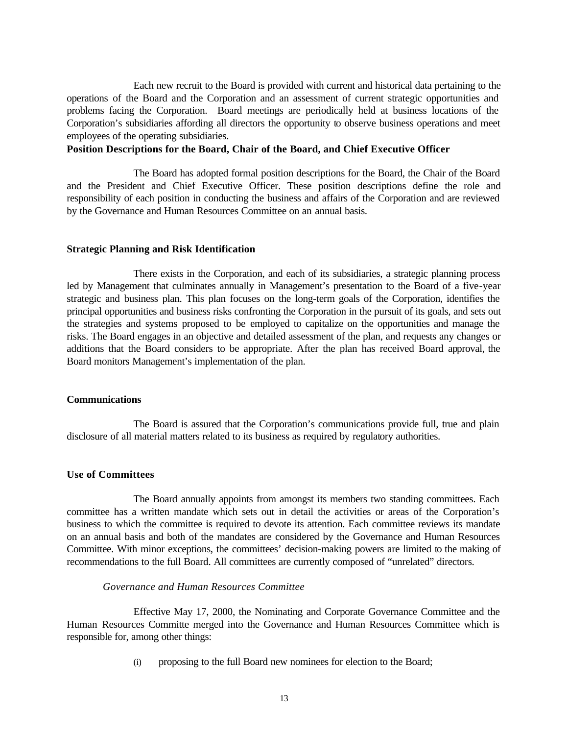Each new recruit to the Board is provided with current and historical data pertaining to the operations of the Board and the Corporation and an assessment of current strategic opportunities and problems facing the Corporation. Board meetings are periodically held at business locations of the Corporation's subsidiaries affording all directors the opportunity to observe business operations and meet employees of the operating subsidiaries.

**Position Descriptions for the Board, Chair of the Board, and Chief Executive Officer**

The Board has adopted formal position descriptions for the Board, the Chair of the Board and the President and Chief Executive Officer. These position descriptions define the role and responsibility of each position in conducting the business and affairs of the Corporation and are reviewed by the Governance and Human Resources Committee on an annual basis.

**Strategic Planning and Risk Identification**

There exists in the Corporation, and each of its subsidiaries, a strategic planning process led by Management that culminates annually in Management's presentation to the Board of a five-year strategic and business plan. This plan focuses on the long-term goals of the Corporation, identifies the principal opportunities and business risks confronting the Corporation in the pursuit of its goals, and sets out the strategies and systems proposed to be employed to capitalize on the opportunities and manage the risks. The Board engages in an objective and detailed assessment of the plan, and requests any changes or additions that the Board considers to be appropriate. After the plan has received Board approval, the Board monitors Management's implementation of the plan.

**Communications**

The Board is assured that the Corporation's communications provide full, true and plain disclosure of all material matters related to its business as required by regulatory authorities.

**Use of Committees**

The Board annually appoints from amongst its members two standing committees. Each committee has a written mandate which sets out in detail the activities or areas of the Corporation's business to which the committee is required to devote its attention. Each committee reviews its mandate on an annual basis and both of the mandates are considered by the Governance and Human Resources Committee. With minor exceptions, the committees' decision-making powers are limited to the making of recommendations to the full Board. All committees are currently composed of "unrelated" directors.

*Governance and Human Resources Committee*

Effective May 17, 2000, the Nominating and Corporate Governance Committee and the Human Resources Committe merged into the Governance and Human Resources Committee which is responsible for, among other things:

(i) proposing to the full Board new nominees for election to the Board;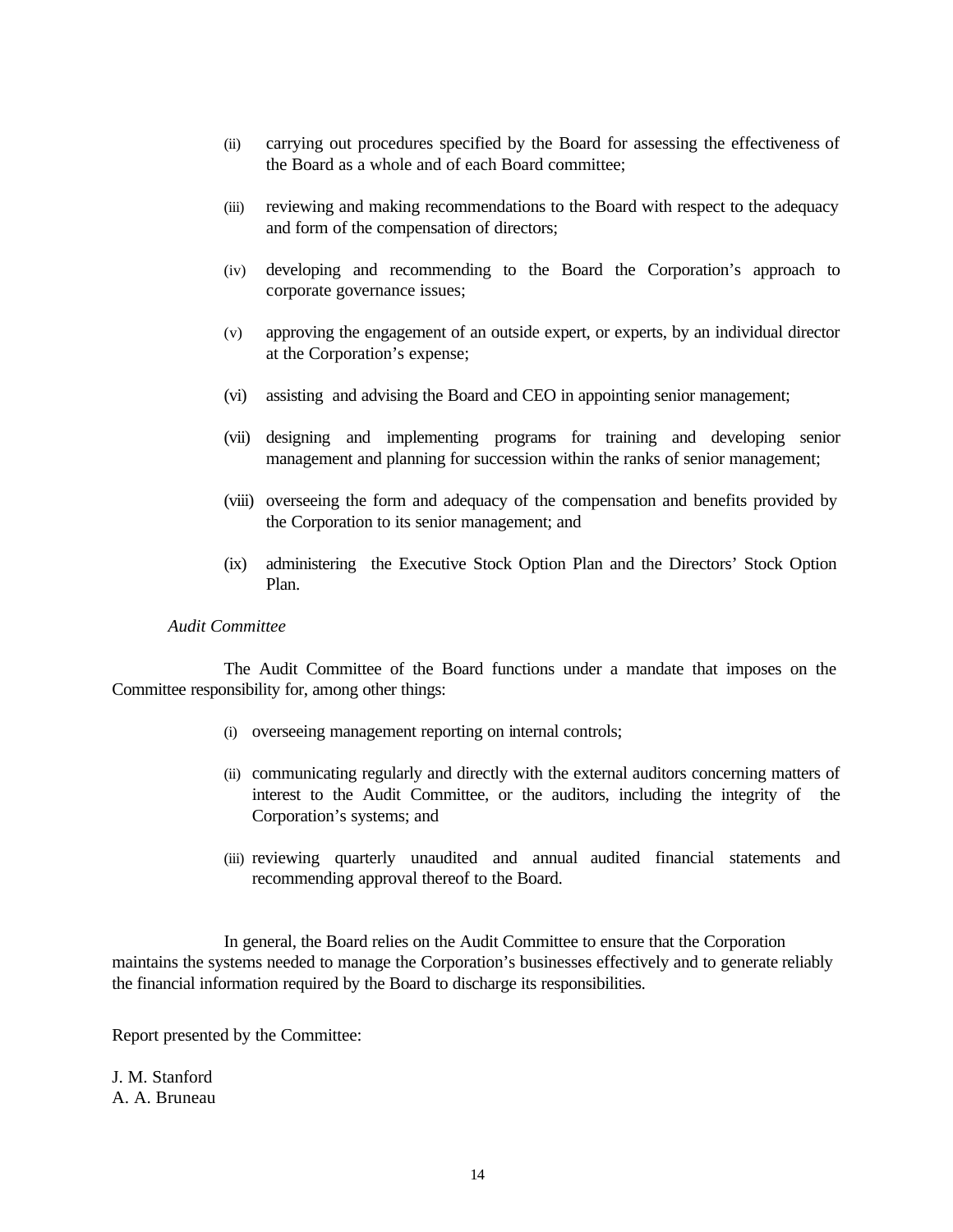(ii) carrying out procedures specified by the Board for assessing the effectiveness of the Board as a whole and of each Board committee;

(iii) reviewing and making recommendations to the Board with respect to the adequacy and form of the compensation of directors;

(iv) developing and recommending to the Board the Corporation's approach to corporate governance issues;

(v) approving the engagement of an outside expert, or experts, by an individual director at the Corporation's expense;

(vi) assisting and advising the Board and CEO in appointing senior management;

(vii) designing and implementing programs for training and developing senior management and planning for succession within the ranks of senior management;

(viii) overseeing the form and adequacy of the compensation and benefits provided by the Corporation to its senior management; and

(ix) administering the Executive Stock Option Plan and the Directors' Stock Option Plan.

*Audit Committee*

The Audit Committee of the Board functions under a mandate that imposes on the Committee responsibility for, among other things:

(i) overseeing management reporting on internal controls;

(ii) communicating regularly and directly with the external auditors concerning matters of interest to the Audit Committee, or the auditors, including the integrity of the Corporation's systems; and

(iii) reviewing quarterly unaudited and annual audited financial statements and recommending approval thereof to the Board.

In general, the Board relies on the Audit Committee to ensure that the Corporation maintains the systems needed to manage the Corporation's businesses effectively and to generate reliably the financial information required by the Board to discharge its responsibilities.

Report presented by the Committee:

J. M. Stanford
A. A. Bruneau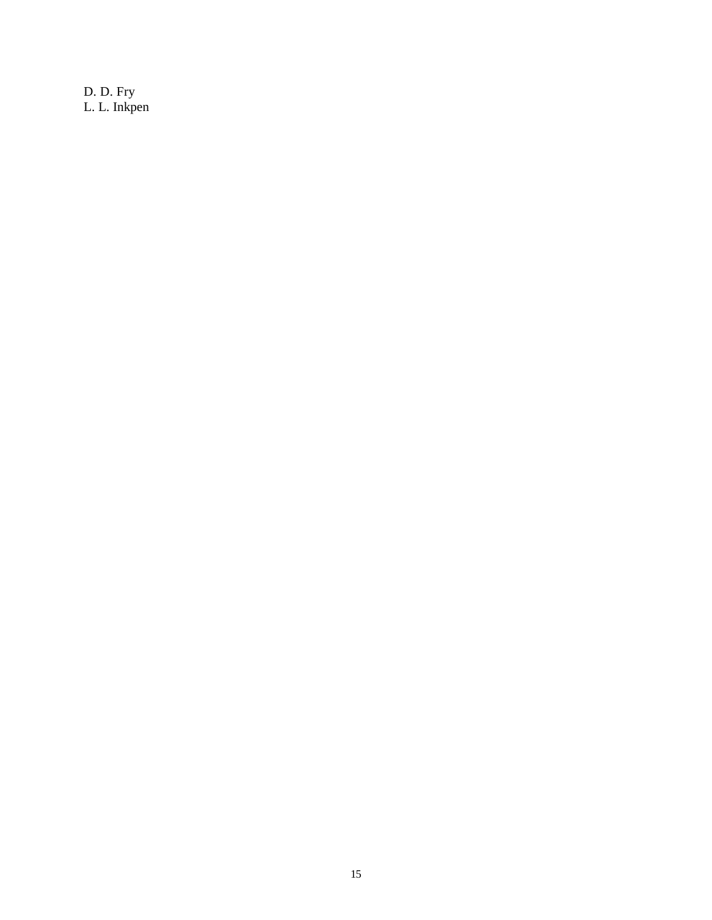D. D. Fry
L. L. Inkpen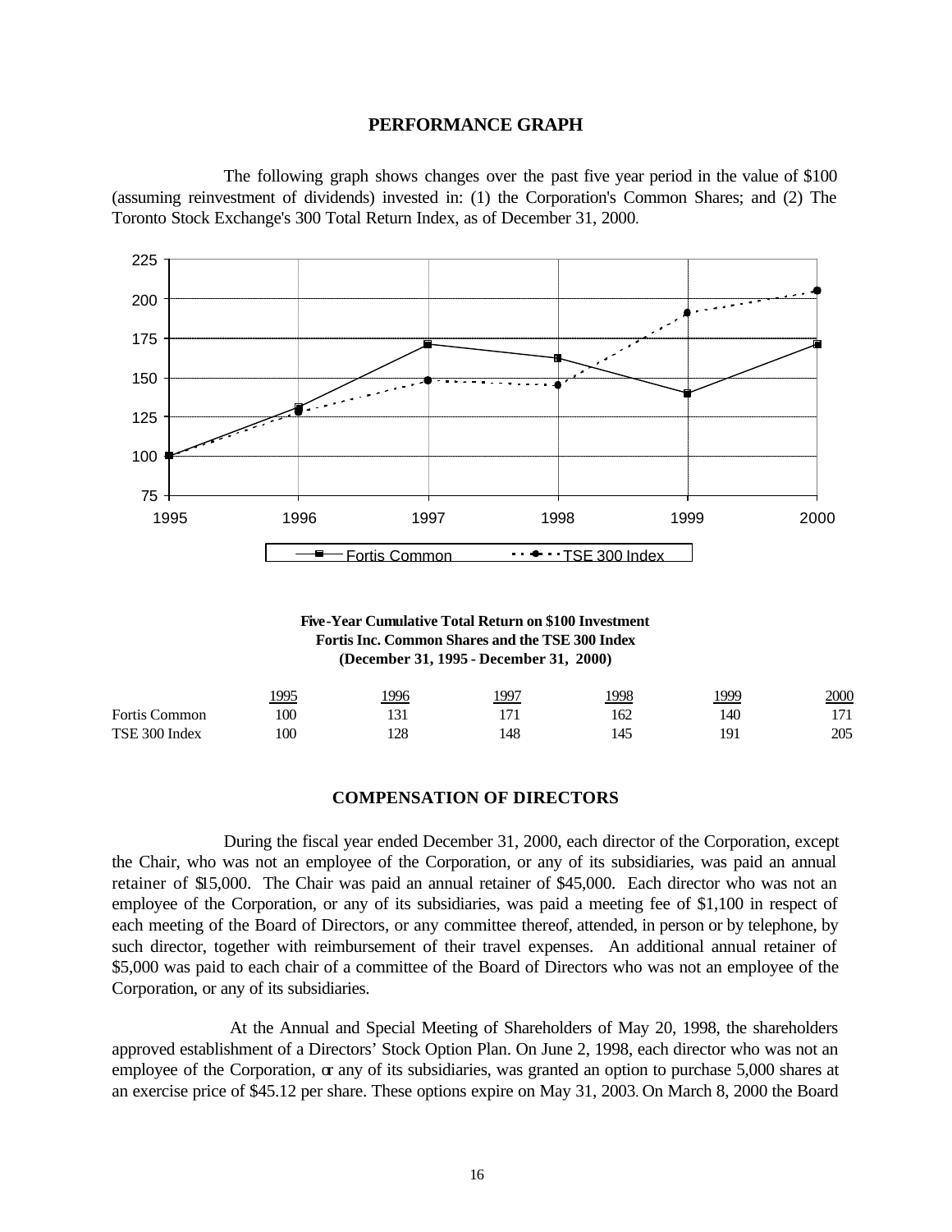## PERFORMANCE GRAPH

The following graph shows changes over the past five year period in the value of $100 (assuming reinvestment of dividends) invested in: (1) the Corporation's Common Shares; and (2) The Toronto Stock Exchange's 300 Total Return Index, as of December 31, 2000.

**Five-Year Cumulative Total Return on $100 Investment**
**Fortis Inc. Common Shares and the TSE 300 Index**
**(December 31, 1995 - December 31, 2000)**

| | 1995 | 1996 | 1997 | 1998 | 1999 | 2000 |
|---|---|---|---|---|---|---|
| Fortis Common | 100 | 131 | 171 | 162 | 140 | 171 |
| TSE 300 Index | 100 | 128 | 148 | 145 | 191 | 205 |

## COMPENSATION OF DIRECTORS

During the fiscal year ended December 31, 2000, each director of the Corporation, except the Chair, who was not an employee of the Corporation, or any of its subsidiaries, was paid an annual retainer of $15,000. The Chair was paid an annual retainer of $45,000. Each director who was not an employee of the Corporation, or any of its subsidiaries, was paid a meeting fee of $1,100 in respect of each meeting of the Board of Directors, or any committee thereof, attended, in person or by telephone, by such director, together with reimbursement of their travel expenses. An additional annual retainer of $5,000 was paid to each chair of a committee of the Board of Directors who was not an employee of the Corporation, or any of its subsidiaries.

At the Annual and Special Meeting of Shareholders of May 20, 1998, the shareholders approved establishment of a Directors' Stock Option Plan. On June 2, 1998, each director who was not an employee of the Corporation, or any of its subsidiaries, was granted an option to purchase 5,000 shares at an exercise price of $45.12 per share. These options expire on May 31, 2003. On March 8, 2000 the Board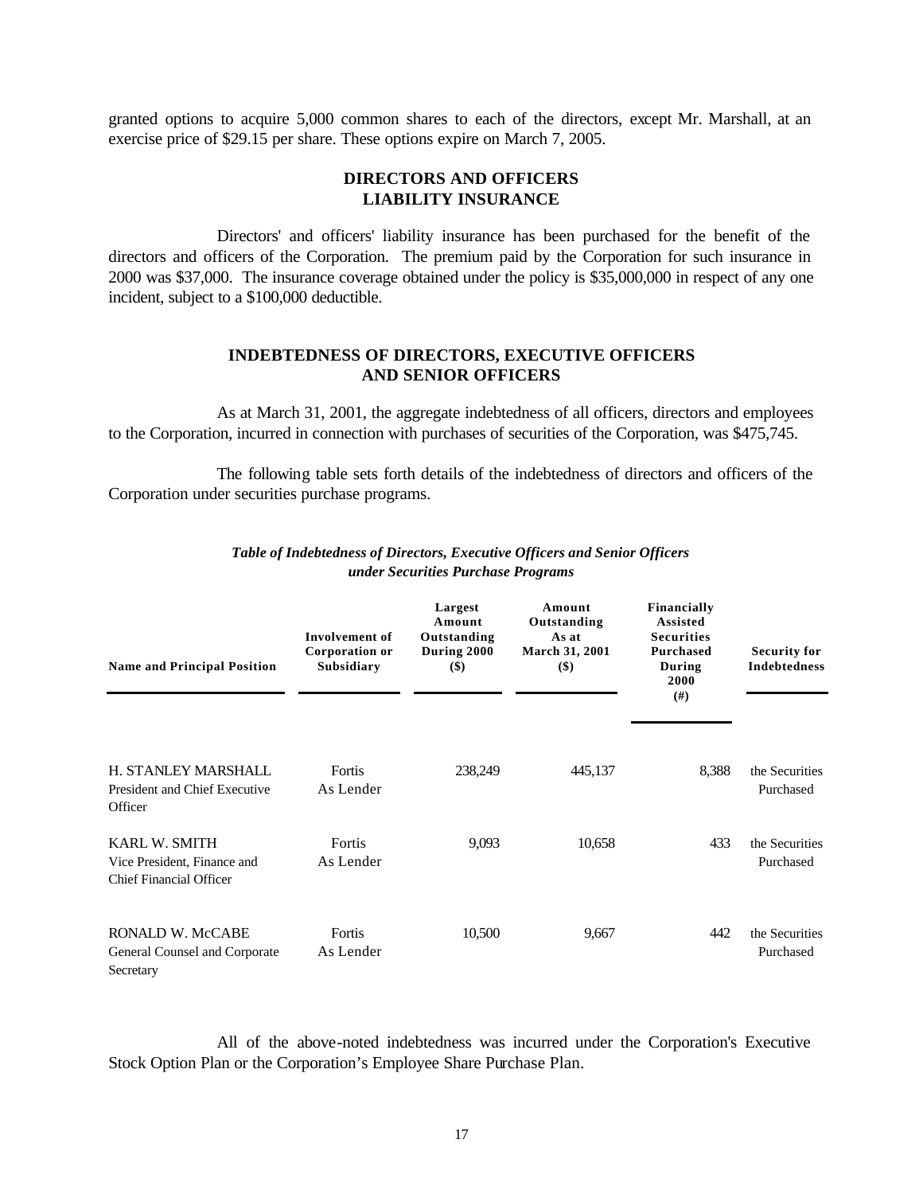granted options to acquire 5,000 common shares to each of the directors, except Mr. Marshall, at an exercise price of $29.15 per share. These options expire on March 7, 2005.

## DIRECTORS AND OFFICERS LIABILITY INSURANCE

Directors' and officers' liability insurance has been purchased for the benefit of the directors and officers of the Corporation. The premium paid by the Corporation for such insurance in 2000 was $37,000. The insurance coverage obtained under the policy is $35,000,000 in respect of any one incident, subject to a $100,000 deductible.

## INDEBTEDNESS OF DIRECTORS, EXECUTIVE OFFICERS AND SENIOR OFFICERS

As at March 31, 2001, the aggregate indebtedness of all officers, directors and employees to the Corporation, incurred in connection with purchases of securities of the Corporation, was $475,745.

The following table sets forth details of the indebtedness of directors and officers of the Corporation under securities purchase programs.

***Table of Indebtedness of Directors, Executive Officers and Senior Officers under Securities Purchase Programs***

| Name and Principal Position | Involvement of Corporation or Subsidiary | Largest Amount Outstanding During 2000 ($) | Amount Outstanding As at March 31, 2001 ($) | Financially Assisted Securities Purchased During 2000 (#) | Security for Indebtedness |
|---|---|---|---|---|---|
| H. STANLEY MARSHALL<br>President and Chief Executive Officer | Fortis As Lender | 238,249 | 445,137 | 8,388 | the Securities Purchased |
| KARL W. SMITH<br>Vice President, Finance and Chief Financial Officer | Fortis As Lender | 9,093 | 10,658 | 433 | the Securities Purchased |
| RONALD W. McCABE<br>General Counsel and Corporate Secretary | Fortis As Lender | 10,500 | 9,667 | 442 | the Securities Purchased |

All of the above-noted indebtedness was incurred under the Corporation's Executive Stock Option Plan or the Corporation's Employee Share Purchase Plan.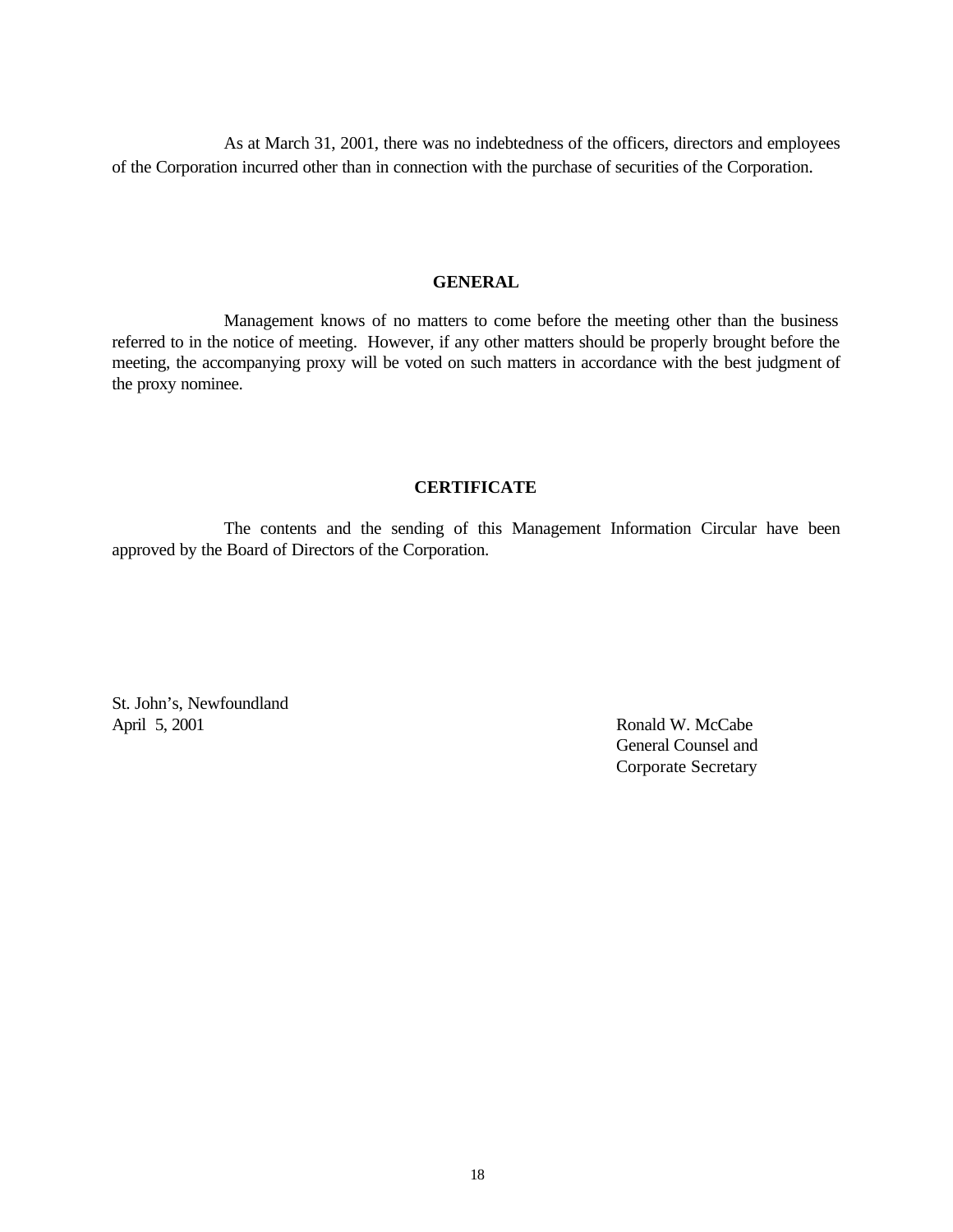As at March 31, 2001, there was no indebtedness of the officers, directors and employees of the Corporation incurred other than in connection with the purchase of securities of the Corporation.

## GENERAL

Management knows of no matters to come before the meeting other than the business referred to in the notice of meeting. However, if any other matters should be properly brought before the meeting, the accompanying proxy will be voted on such matters in accordance with the best judgment of the proxy nominee.

## CERTIFICATE

The contents and the sending of this Management Information Circular have been approved by the Board of Directors of the Corporation.

St. John's, Newfoundland
April 5, 2001

Ronald W. McCabe
General Counsel and
Corporate Secretary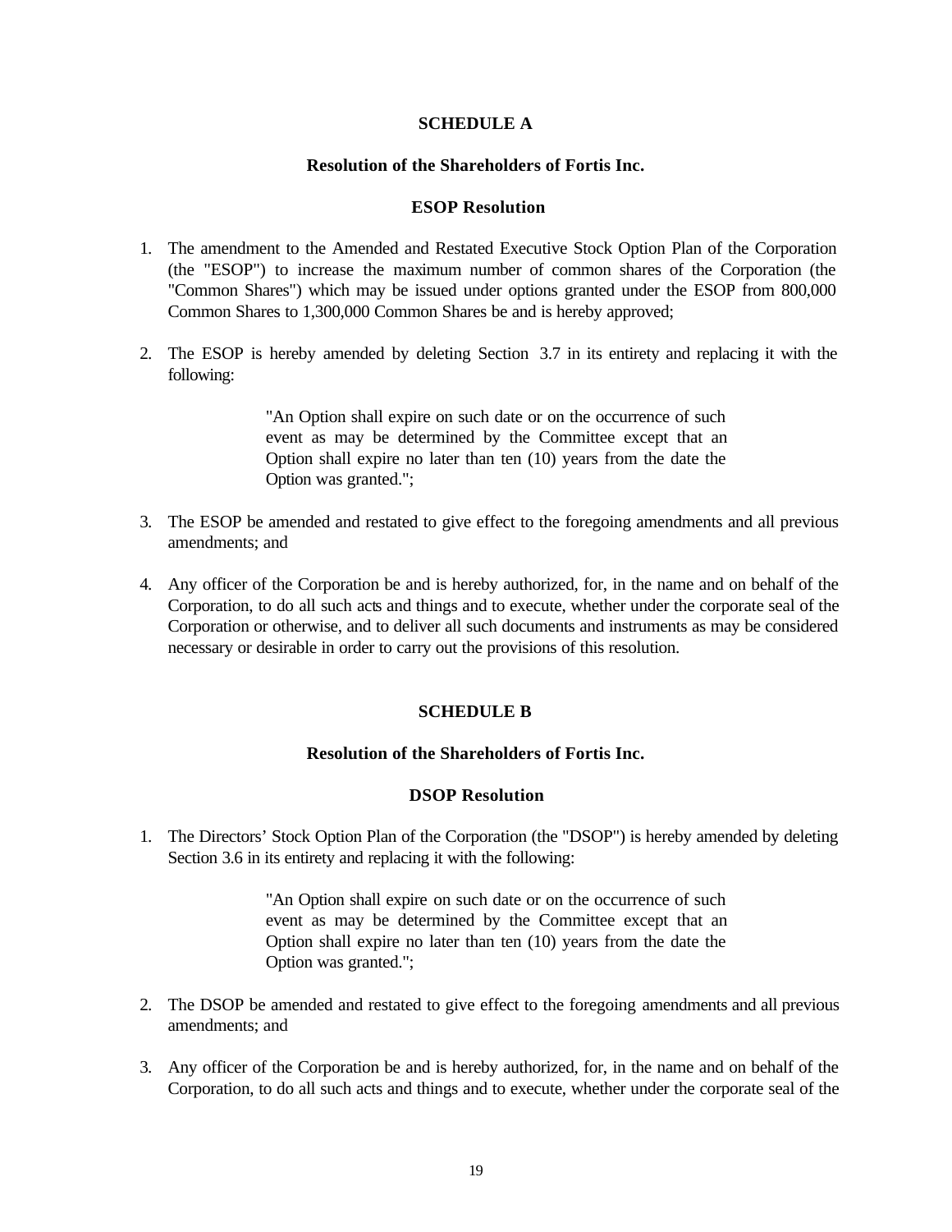## SCHEDULE A

### Resolution of the Shareholders of Fortis Inc.

### ESOP Resolution

1. The amendment to the Amended and Restated Executive Stock Option Plan of the Corporation (the "ESOP") to increase the maximum number of common shares of the Corporation (the "Common Shares") which may be issued under options granted under the ESOP from 800,000 Common Shares to 1,300,000 Common Shares be and is hereby approved;

2. The ESOP is hereby amended by deleting Section 3.7 in its entirety and replacing it with the following:

   > "An Option shall expire on such date or on the occurrence of such event as may be determined by the Committee except that an Option shall expire no later than ten (10) years from the date the Option was granted.";

3. The ESOP be amended and restated to give effect to the foregoing amendments and all previous amendments; and

4. Any officer of the Corporation be and is hereby authorized, for, in the name and on behalf of the Corporation, to do all such acts and things and to execute, whether under the corporate seal of the Corporation or otherwise, and to deliver all such documents and instruments as may be considered necessary or desirable in order to carry out the provisions of this resolution.

## SCHEDULE B

### Resolution of the Shareholders of Fortis Inc.

### DSOP Resolution

1. The Directors' Stock Option Plan of the Corporation (the "DSOP") is hereby amended by deleting Section 3.6 in its entirety and replacing it with the following:

   > "An Option shall expire on such date or on the occurrence of such event as may be determined by the Committee except that an Option shall expire no later than ten (10) years from the date the Option was granted.";

2. The DSOP be amended and restated to give effect to the foregoing amendments and all previous amendments; and

3. Any officer of the Corporation be and is hereby authorized, for, in the name and on behalf of the Corporation, to do all such acts and things and to execute, whether under the corporate seal of the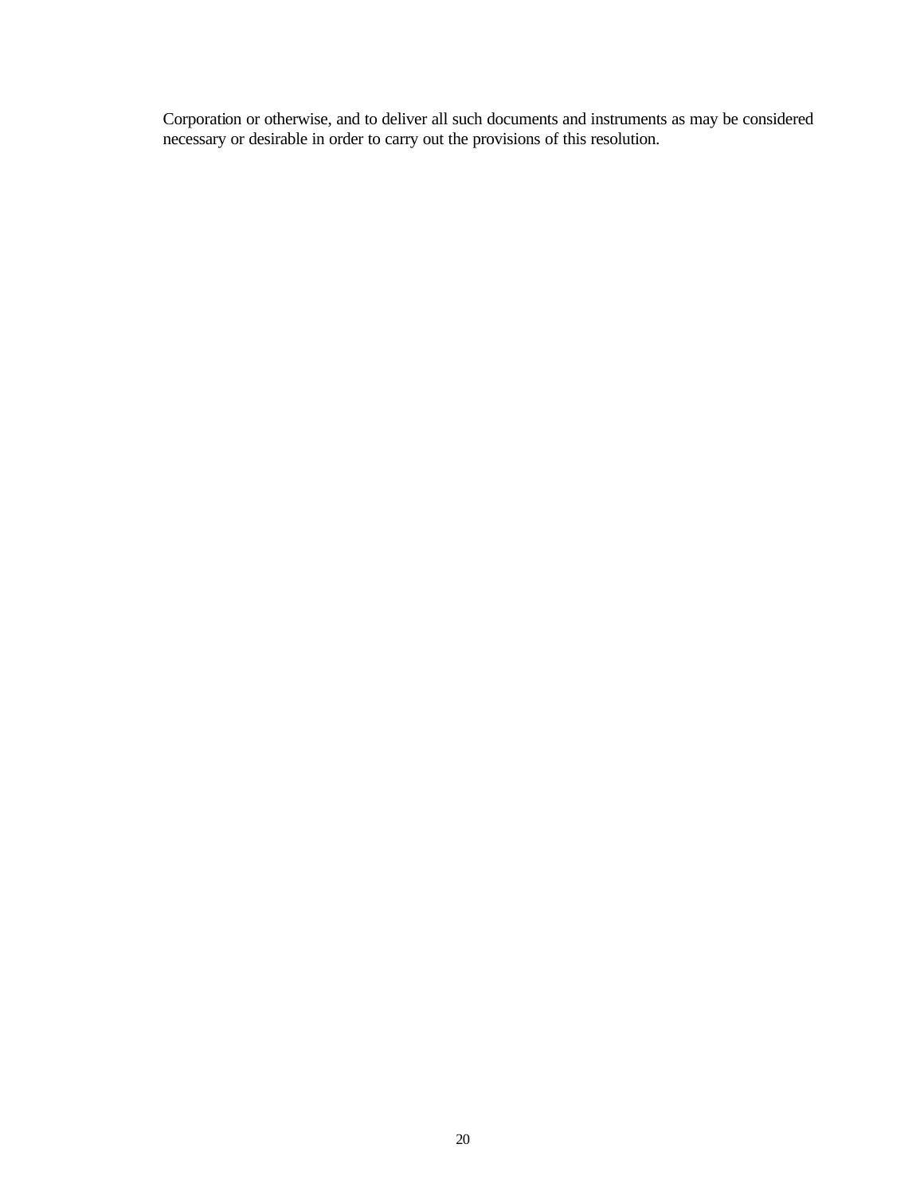Corporation or otherwise, and to deliver all such documents and instruments as may be considered necessary or desirable in order to carry out the provisions of this resolution.